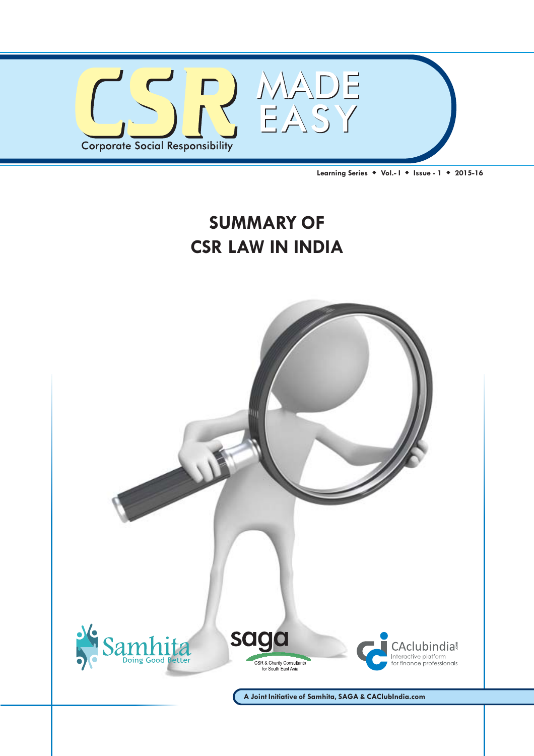# CSR MADE EASY

Corporate Social Responsibility

Learning Series ◆ Vol.- I ◆ Issue - 1 ◆ 2015-16

## SUMMARY OF CSR LAW IN INDIA

Samhita
Doing Good Better

saga
CSR & Charity Consultants for South East Asia

CAclubindia.com
Interactive platform for finance professionals

A Joint Initiative of Samhita, SAGA & CAClubIndia.com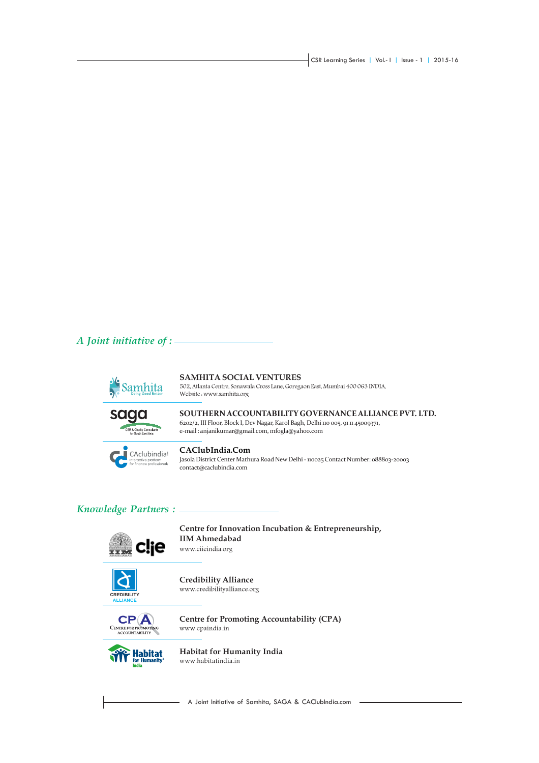*A Joint initiative of :*

**SAMHITA SOCIAL VENTURES**
502, Atlanta Centre, Sonawala Cross Lane, Goregaon East, Mumbai 400 063 INDIA.
Website : www.samhita.org

**SOUTHERN ACCOUNTABILITY GOVERNANCE ALLIANCE PVT. LTD.**
6202/2, III Floor, Block I, Dev Nagar, Karol Bagh, Delhi 110 005, 91 11 45009371,
e-mail : anjanikumar@gmail.com, mfogla@yahoo.com

**CAClubIndia.Com**
Jasola District Center Mathura Road New Delhi - 110025 Contact Number: 088803-20003
contact@caclubindia.com

*Knowledge Partners :*

**Centre for Innovation Incubation & Entrepreneurship, IIM Ahmedabad**
www.ciieindia.org

**Credibility Alliance**
www.credibilityalliance.org

**Centre for Promoting Accountability (CPA)**
www.cpaindia.in

**Habitat for Humanity India**
www.habitatindia.in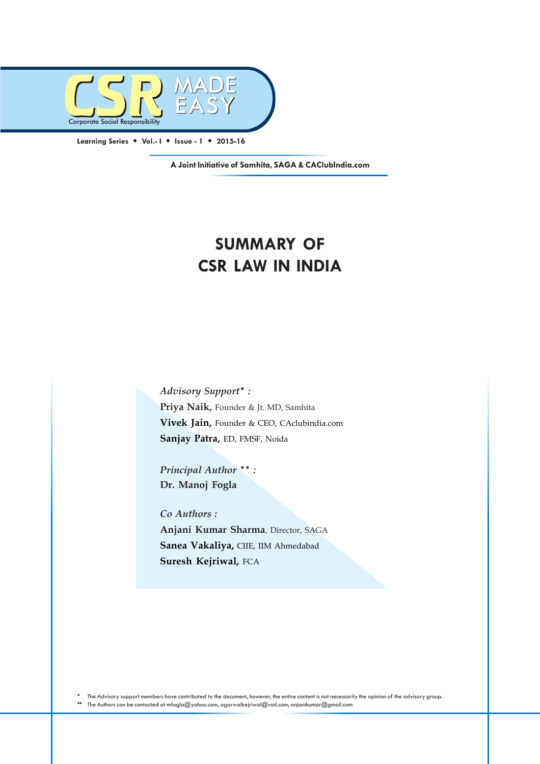# CSR MADE EASY

Corporate Social Responsibility

Learning Series ◆ Vol.- I ◆ Issue - 1 ◆ 2015-16

**A Joint Initiative of Samhita, SAGA & CAClubIndia.com**

# SUMMARY OF CSR LAW IN INDIA

*Advisory Support* :*

**Priya Naik,** Founder & Jt. MD, Samhita

**Vivek Jain,** Founder & CEO, CAclubindia.com

**Sanjay Patra,** ED, FMSF, Noida

*Principal Author ** :*

**Dr. Manoj Fogla**

*Co Authors :*

**Anjani Kumar Sharma**, Director, SAGA

**Sanea Vakaliya,** CIIE, IIM Ahmedabad

**Suresh Kejriwal,** FCA

\* The Advisory support members have contributed to the document, however, the entire content is not necessarily the opinion of the advisory group.

\*\* The Authors can be contacted at mfogla@yahoo.com, agarwalkejriwal@vsnl.com, anjanikumar@gmail.com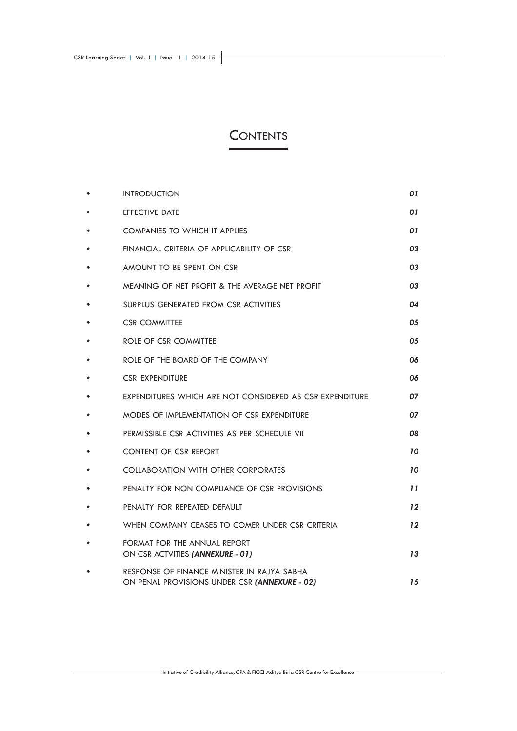# CONTENTS

| | |
|---|---|
| INTRODUCTION | *01* |
| EFFECTIVE DATE | *01* |
| COMPANIES TO WHICH IT APPLIES | *01* |
| FINANCIAL CRITERIA OF APPLICABILITY OF CSR | *03* |
| AMOUNT TO BE SPENT ON CSR | *03* |
| MEANING OF NET PROFIT & THE AVERAGE NET PROFIT | *03* |
| SURPLUS GENERATED FROM CSR ACTIVITIES | *04* |
| CSR COMMITTEE | *05* |
| ROLE OF CSR COMMITTEE | *05* |
| ROLE OF THE BOARD OF THE COMPANY | *06* |
| CSR EXPENDITURE | *06* |
| EXPENDITURES WHICH ARE NOT CONSIDERED AS CSR EXPENDITURE | *07* |
| MODES OF IMPLEMENTATION OF CSR EXPENDITURE | *07* |
| PERMISSIBLE CSR ACTIVITIES AS PER SCHEDULE VII | *08* |
| CONTENT OF CSR REPORT | *10* |
| COLLABORATION WITH OTHER CORPORATES | *10* |
| PENALTY FOR NON COMPLIANCE OF CSR PROVISIONS | *11* |
| PENALTY FOR REPEATED DEFAULT | *12* |
| WHEN COMPANY CEASES TO COMER UNDER CSR CRITERIA | *12* |
| FORMAT FOR THE ANNUAL REPORT ON CSR ACTVITIES ***(ANNEXURE - 01)*** | *13* |
| RESPONSE OF FINANCE MINISTER IN RAJYA SABHA ON PENAL PROVISIONS UNDER CSR ***(ANNEXURE - 02)*** | *15* |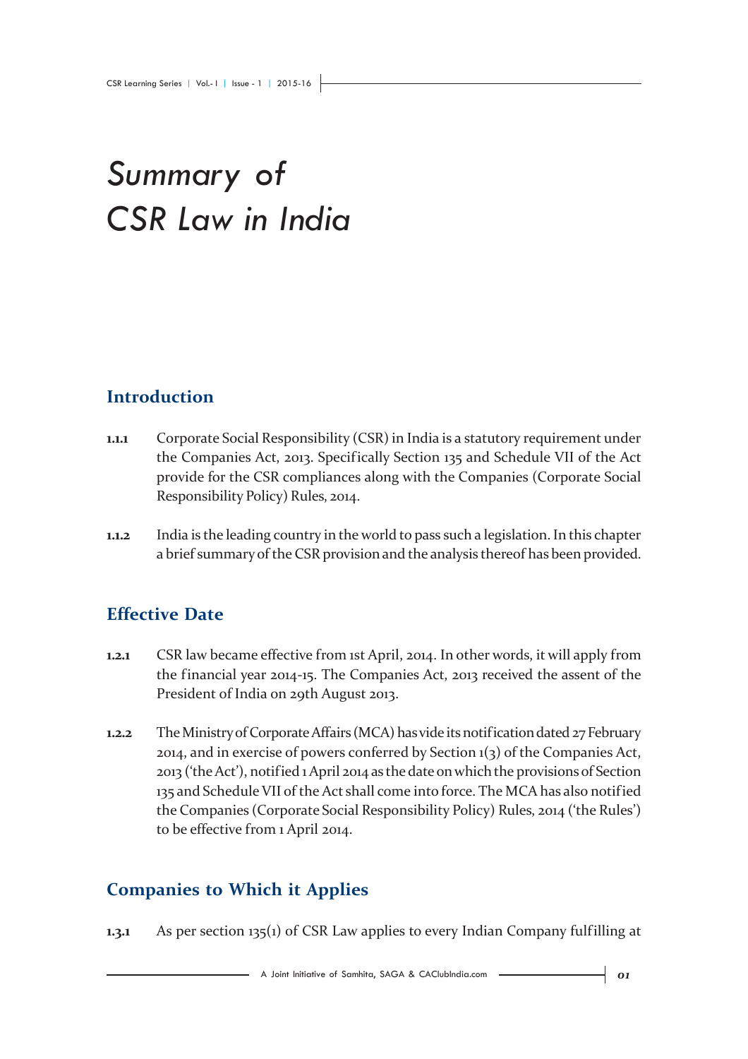# *Summary of CSR Law in India*

## Introduction

**1.1.1** Corporate Social Responsibility (CSR) in India is a statutory requirement under the Companies Act, 2013. Specifically Section 135 and Schedule VII of the Act provide for the CSR compliances along with the Companies (Corporate Social Responsibility Policy) Rules, 2014.

**1.1.2** India is the leading country in the world to pass such a legislation. In this chapter a brief summary of the CSR provision and the analysis thereof has been provided.

## Effective Date

**1.2.1** CSR law became effective from 1st April, 2014. In other words, it will apply from the financial year 2014-15. The Companies Act, 2013 received the assent of the President of India on 29th August 2013.

**1.2.2** The Ministry of Corporate Affairs (MCA) has vide its notification dated 27 February 2014, and in exercise of powers conferred by Section 1(3) of the Companies Act, 2013 ('the Act'), notified 1 April 2014 as the date on which the provisions of Section 135 and Schedule VII of the Act shall come into force. The MCA has also notified the Companies (Corporate Social Responsibility Policy) Rules, 2014 ('the Rules') to be effective from 1 April 2014.

## Companies to Which it Applies

**1.3.1** As per section 135(1) of CSR Law applies to every Indian Company fulfilling at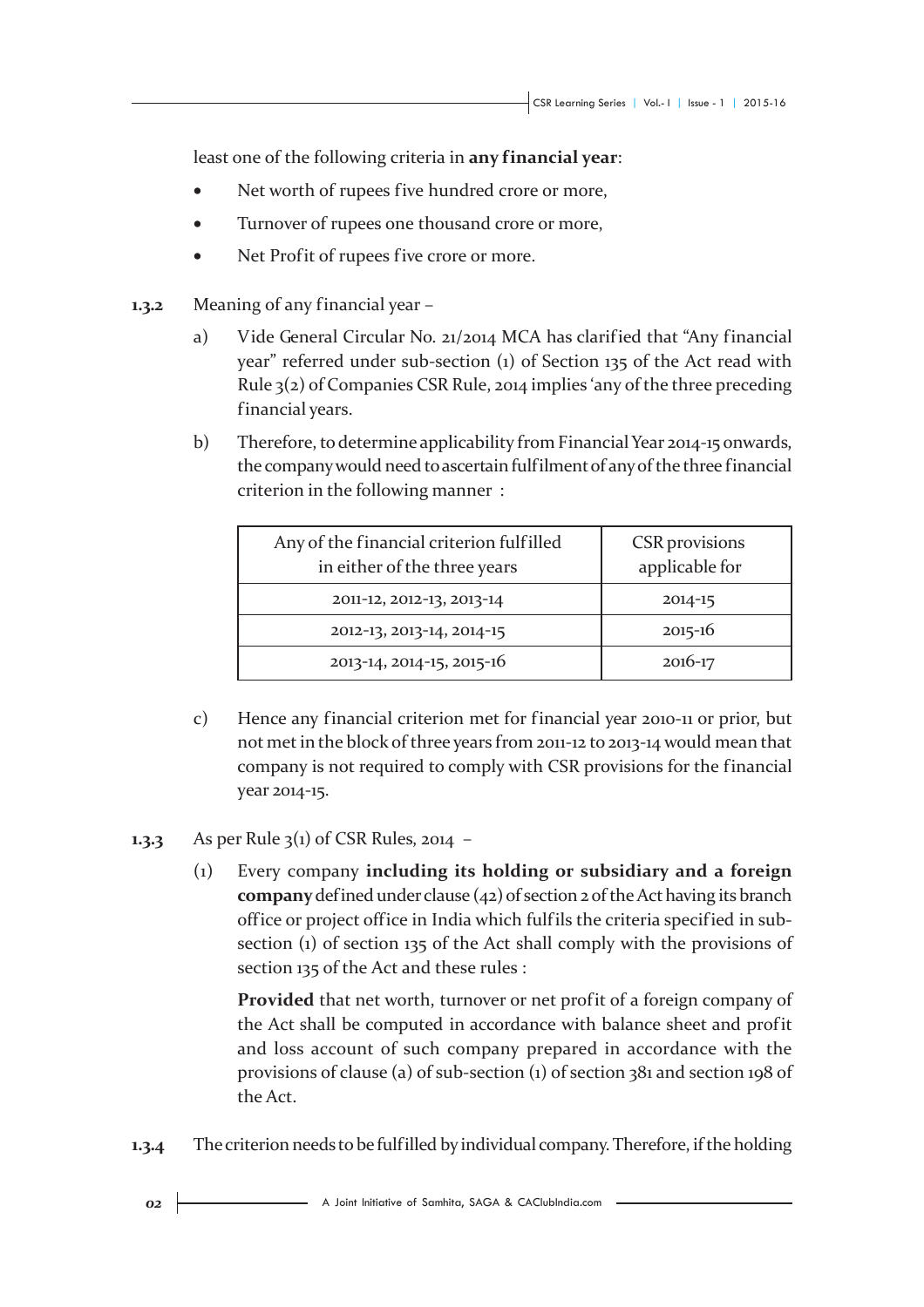least one of the following criteria in **any financial year**:

- Net worth of rupees five hundred crore or more,
- Turnover of rupees one thousand crore or more,
- Net Profit of rupees five crore or more.

**1.3.2** Meaning of any financial year –

a) Vide General Circular No. 21/2014 MCA has clarified that "Any financial year" referred under sub-section (1) of Section 135 of the Act read with Rule 3(2) of Companies CSR Rule, 2014 implies 'any of the three preceding financial years.

b) Therefore, to determine applicability from Financial Year 2014-15 onwards, the company would need to ascertain fulfilment of any of the three financial criterion in the following manner :

| Any of the financial criterion fulfilled in either of the three years | CSR provisions applicable for |
|---|---|
| 2011-12, 2012-13, 2013-14 | 2014-15 |
| 2012-13, 2013-14, 2014-15 | 2015-16 |
| 2013-14, 2014-15, 2015-16 | 2016-17 |

c) Hence any financial criterion met for financial year 2010-11 or prior, but not met in the block of three years from 2011-12 to 2013-14 would mean that company is not required to comply with CSR provisions for the financial year 2014-15.

**1.3.3** As per Rule 3(1) of CSR Rules, 2014 –

(1) Every company **including its holding or subsidiary and a foreign company** defined under clause (42) of section 2 of the Act having its branch office or project office in India which fulfils the criteria specified in sub-section (1) of section 135 of the Act shall comply with the provisions of section 135 of the Act and these rules :

**Provided** that net worth, turnover or net profit of a foreign company of the Act shall be computed in accordance with balance sheet and profit and loss account of such company prepared in accordance with the provisions of clause (a) of sub-section (1) of section 381 and section 198 of the Act.

**1.3.4** The criterion needs to be fulfilled by individual company. Therefore, if the holding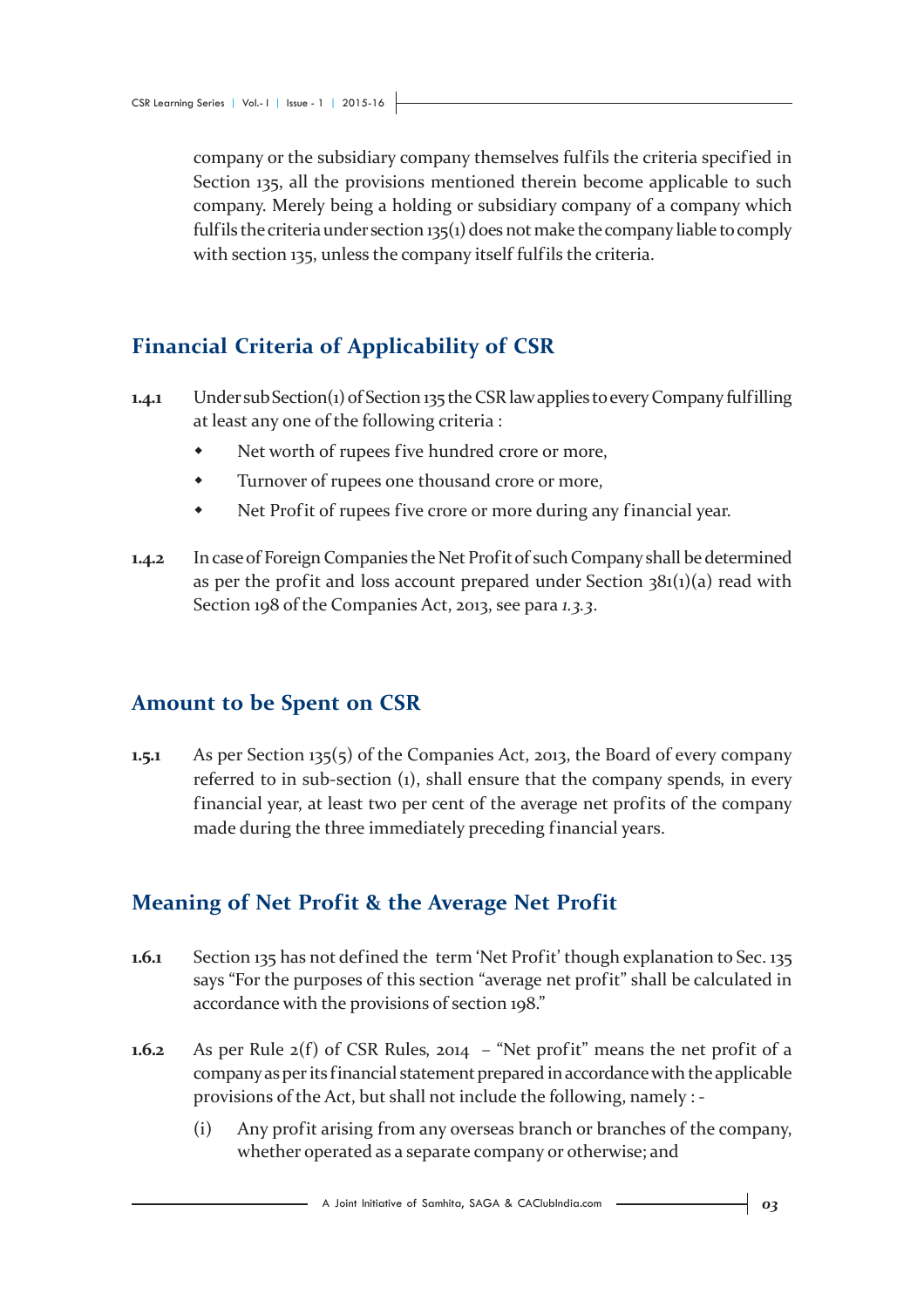company or the subsidiary company themselves fulfils the criteria specified in Section 135, all the provisions mentioned therein become applicable to such company. Merely being a holding or subsidiary company of a company which fulfils the criteria under section 135(1) does not make the company liable to comply with section 135, unless the company itself fulfils the criteria.

## Financial Criteria of Applicability of CSR

**1.4.1** Under sub Section(1) of Section 135 the CSR law applies to every Company fulfilling at least any one of the following criteria :

- Net worth of rupees five hundred crore or more,
- Turnover of rupees one thousand crore or more,
- Net Profit of rupees five crore or more during any financial year.

**1.4.2** In case of Foreign Companies the Net Profit of such Company shall be determined as per the profit and loss account prepared under Section 381(1)(a) read with Section 198 of the Companies Act, 2013, see para *1.3.3*.

## Amount to be Spent on CSR

**1.5.1** As per Section 135(5) of the Companies Act, 2013, the Board of every company referred to in sub-section (1), shall ensure that the company spends, in every financial year, at least two per cent of the average net profits of the company made during the three immediately preceding financial years.

## Meaning of Net Profit & the Average Net Profit

**1.6.1** Section 135 has not defined the term 'Net Profit' though explanation to Sec. 135 says "For the purposes of this section "average net profit" shall be calculated in accordance with the provisions of section 198."

**1.6.2** As per Rule 2(f) of CSR Rules, 2014 – "Net profit" means the net profit of a company as per its financial statement prepared in accordance with the applicable provisions of the Act, but shall not include the following, namely : -

(i) Any profit arising from any overseas branch or branches of the company, whether operated as a separate company or otherwise; and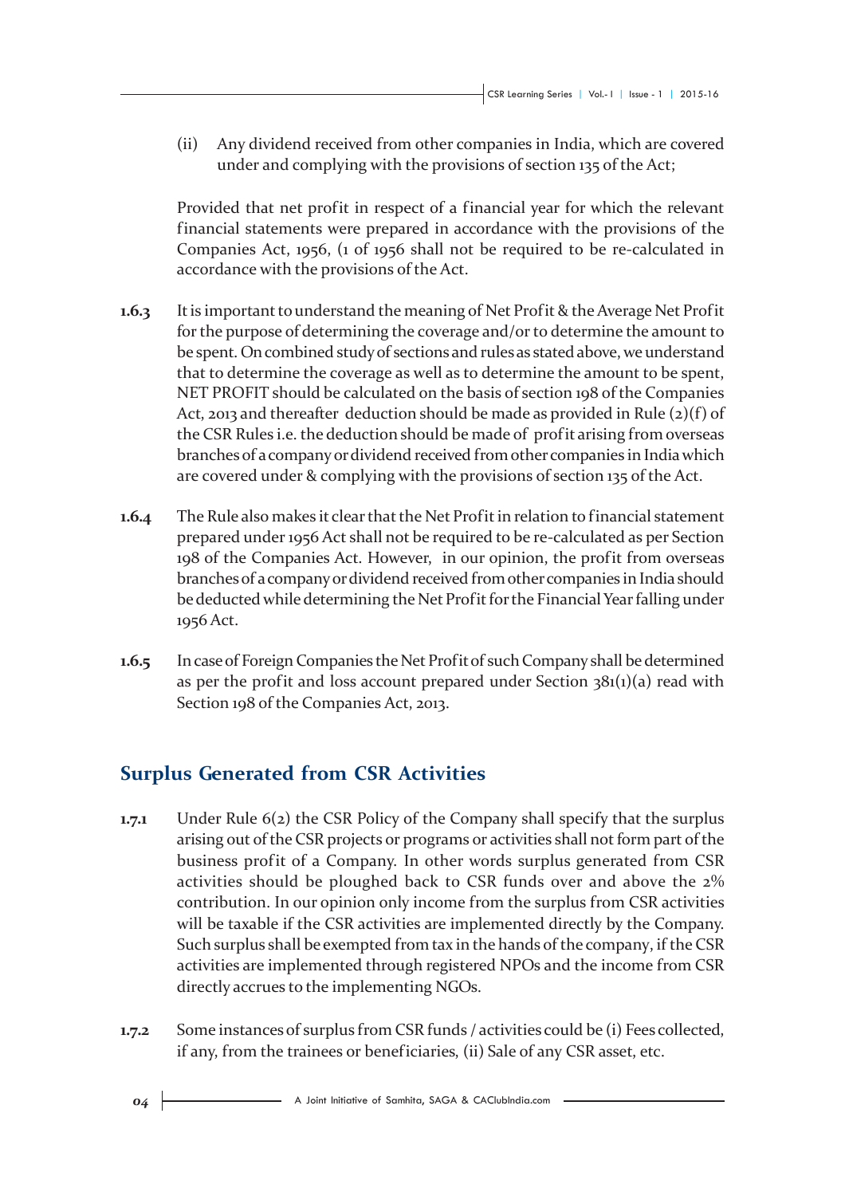(ii) Any dividend received from other companies in India, which are covered under and complying with the provisions of section 135 of the Act;

Provided that net profit in respect of a financial year for which the relevant financial statements were prepared in accordance with the provisions of the Companies Act, 1956, (1 of 1956 shall not be required to be re-calculated in accordance with the provisions of the Act.

**1.6.3** It is important to understand the meaning of Net Profit & the Average Net Profit for the purpose of determining the coverage and/or to determine the amount to be spent. On combined study of sections and rules as stated above, we understand that to determine the coverage as well as to determine the amount to be spent, NET PROFIT should be calculated on the basis of section 198 of the Companies Act, 2013 and thereafter deduction should be made as provided in Rule (2)(f) of the CSR Rules i.e. the deduction should be made of profit arising from overseas branches of a company or dividend received from other companies in India which are covered under & complying with the provisions of section 135 of the Act.

**1.6.4** The Rule also makes it clear that the Net Profit in relation to financial statement prepared under 1956 Act shall not be required to be re-calculated as per Section 198 of the Companies Act. However, in our opinion, the profit from overseas branches of a company or dividend received from other companies in India should be deducted while determining the Net Profit for the Financial Year falling under 1956 Act.

**1.6.5** In case of Foreign Companies the Net Profit of such Company shall be determined as per the profit and loss account prepared under Section 381(1)(a) read with Section 198 of the Companies Act, 2013.

## Surplus Generated from CSR Activities

**1.7.1** Under Rule 6(2) the CSR Policy of the Company shall specify that the surplus arising out of the CSR projects or programs or activities shall not form part of the business profit of a Company. In other words surplus generated from CSR activities should be ploughed back to CSR funds over and above the 2% contribution. In our opinion only income from the surplus from CSR activities will be taxable if the CSR activities are implemented directly by the Company. Such surplus shall be exempted from tax in the hands of the company, if the CSR activities are implemented through registered NPOs and the income from CSR directly accrues to the implementing NGOs.

**1.7.2** Some instances of surplus from CSR funds / activities could be (i) Fees collected, if any, from the trainees or beneficiaries, (ii) Sale of any CSR asset, etc.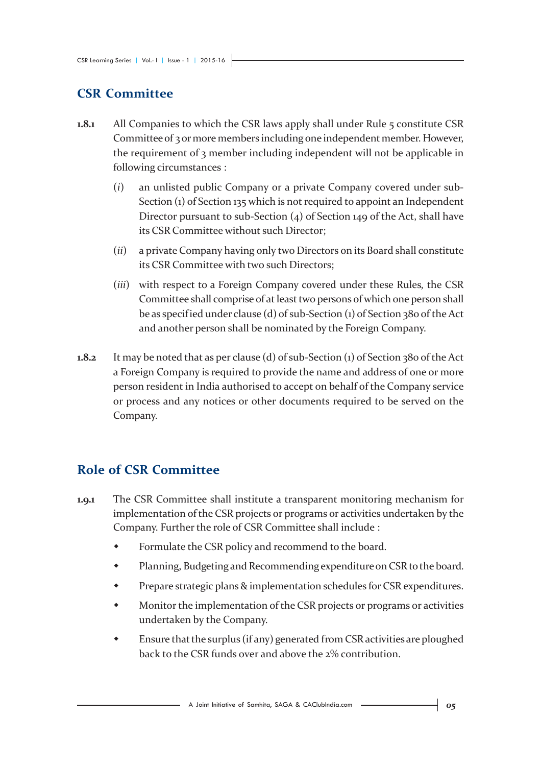## CSR Committee

**1.8.1** All Companies to which the CSR laws apply shall under Rule 5 constitute CSR Committee of 3 or more members including one independent member. However, the requirement of 3 member including independent will not be applicable in following circumstances :

(*i*) an unlisted public Company or a private Company covered under sub-Section (1) of Section 135 which is not required to appoint an Independent Director pursuant to sub-Section (4) of Section 149 of the Act, shall have its CSR Committee without such Director;

(*ii*) a private Company having only two Directors on its Board shall constitute its CSR Committee with two such Directors;

(*iii*) with respect to a Foreign Company covered under these Rules, the CSR Committee shall comprise of at least two persons of which one person shall be as specified under clause (d) of sub-Section (1) of Section 380 of the Act and another person shall be nominated by the Foreign Company.

**1.8.2** It may be noted that as per clause (d) of sub-Section (1) of Section 380 of the Act a Foreign Company is required to provide the name and address of one or more person resident in India authorised to accept on behalf of the Company service or process and any notices or other documents required to be served on the Company.

## Role of CSR Committee

**1.9.1** The CSR Committee shall institute a transparent monitoring mechanism for implementation of the CSR projects or programs or activities undertaken by the Company. Further the role of CSR Committee shall include :

- Formulate the CSR policy and recommend to the board.
- Planning, Budgeting and Recommending expenditure on CSR to the board.
- Prepare strategic plans & implementation schedules for CSR expenditures.
- Monitor the implementation of the CSR projects or programs or activities undertaken by the Company.
- Ensure that the surplus (if any) generated from CSR activities are ploughed back to the CSR funds over and above the 2% contribution.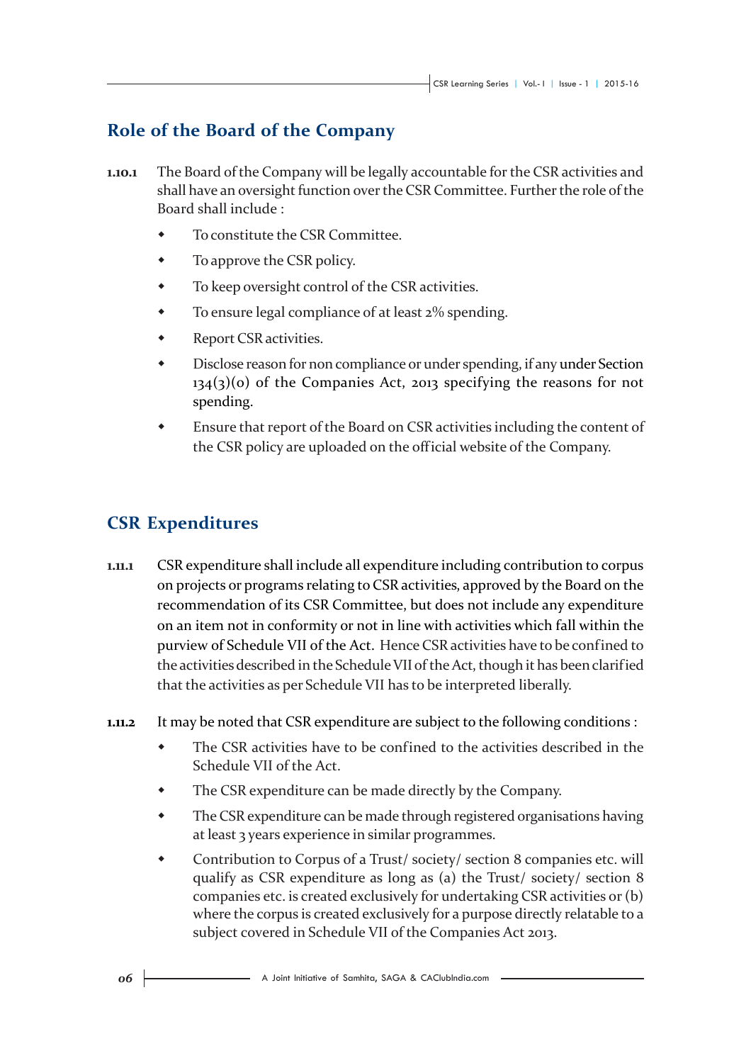## Role of the Board of the Company

**1.10.1** The Board of the Company will be legally accountable for the CSR activities and shall have an oversight function over the CSR Committee. Further the role of the Board shall include :

- To constitute the CSR Committee.
- To approve the CSR policy.
- To keep oversight control of the CSR activities.
- To ensure legal compliance of at least 2% spending.
- Report CSR activities.
- Disclose reason for non compliance or under spending, if any under Section 134(3)(o) of the Companies Act, 2013 specifying the reasons for not spending.
- Ensure that report of the Board on CSR activities including the content of the CSR policy are uploaded on the official website of the Company.

## CSR Expenditures

**1.11.1** CSR expenditure shall include all expenditure including contribution to corpus on projects or programs relating to CSR activities, approved by the Board on the recommendation of its CSR Committee, but does not include any expenditure on an item not in conformity or not in line with activities which fall within the purview of Schedule VII of the Act. Hence CSR activities have to be confined to the activities described in the Schedule VII of the Act, though it has been clarified that the activities as per Schedule VII has to be interpreted liberally.

**1.11.2** It may be noted that CSR expenditure are subject to the following conditions :

- The CSR activities have to be confined to the activities described in the Schedule VII of the Act.
- The CSR expenditure can be made directly by the Company.
- The CSR expenditure can be made through registered organisations having at least 3 years experience in similar programmes.
- Contribution to Corpus of a Trust/ society/ section 8 companies etc. will qualify as CSR expenditure as long as (a) the Trust/ society/ section 8 companies etc. is created exclusively for undertaking CSR activities or (b) where the corpus is created exclusively for a purpose directly relatable to a subject covered in Schedule VII of the Companies Act 2013.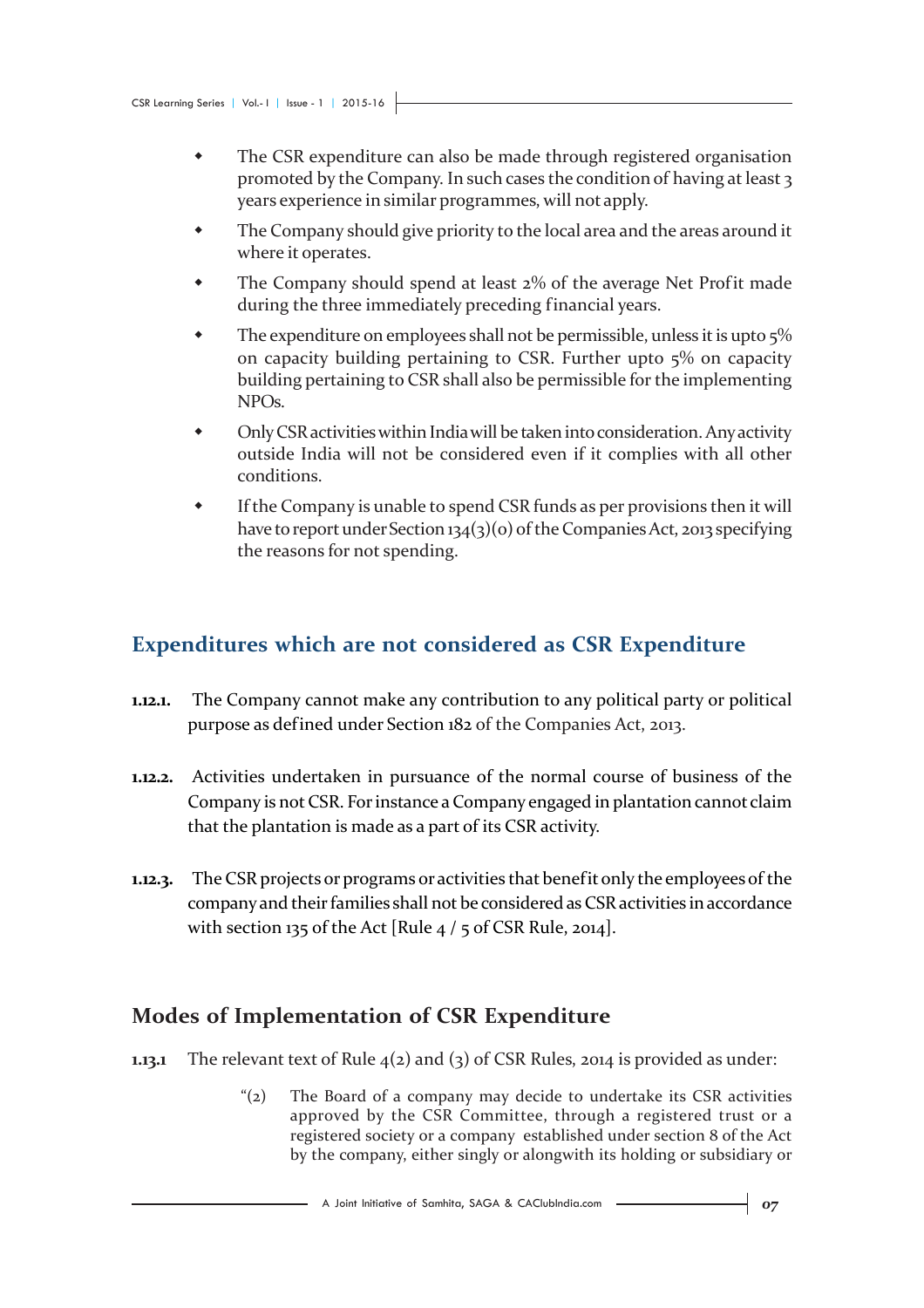- The CSR expenditure can also be made through registered organisation promoted by the Company. In such cases the condition of having at least 3 years experience in similar programmes, will not apply.
- The Company should give priority to the local area and the areas around it where it operates.
- The Company should spend at least 2% of the average Net Profit made during the three immediately preceding financial years.
- The expenditure on employees shall not be permissible, unless it is upto 5% on capacity building pertaining to CSR. Further upto 5% on capacity building pertaining to CSR shall also be permissible for the implementing NPOs.
- Only CSR activities within India will be taken into consideration. Any activity outside India will not be considered even if it complies with all other conditions.
- If the Company is unable to spend CSR funds as per provisions then it will have to report under Section 134(3)(o) of the Companies Act, 2013 specifying the reasons for not spending.

## Expenditures which are not considered as CSR Expenditure

**1.12.1.** The Company cannot make any contribution to any political party or political purpose as defined under Section 182 of the Companies Act, 2013.

**1.12.2.** Activities undertaken in pursuance of the normal course of business of the Company is not CSR. For instance a Company engaged in plantation cannot claim that the plantation is made as a part of its CSR activity.

**1.12.3.** The CSR projects or programs or activities that benefit only the employees of the company and their families shall not be considered as CSR activities in accordance with section 135 of the Act [Rule 4 / 5 of CSR Rule, 2014].

## Modes of Implementation of CSR Expenditure

**1.13.1** The relevant text of Rule 4(2) and (3) of CSR Rules, 2014 is provided as under:

> "(2) The Board of a company may decide to undertake its CSR activities approved by the CSR Committee, through a registered trust or a registered society or a company established under section 8 of the Act by the company, either singly or alongwith its holding or subsidiary or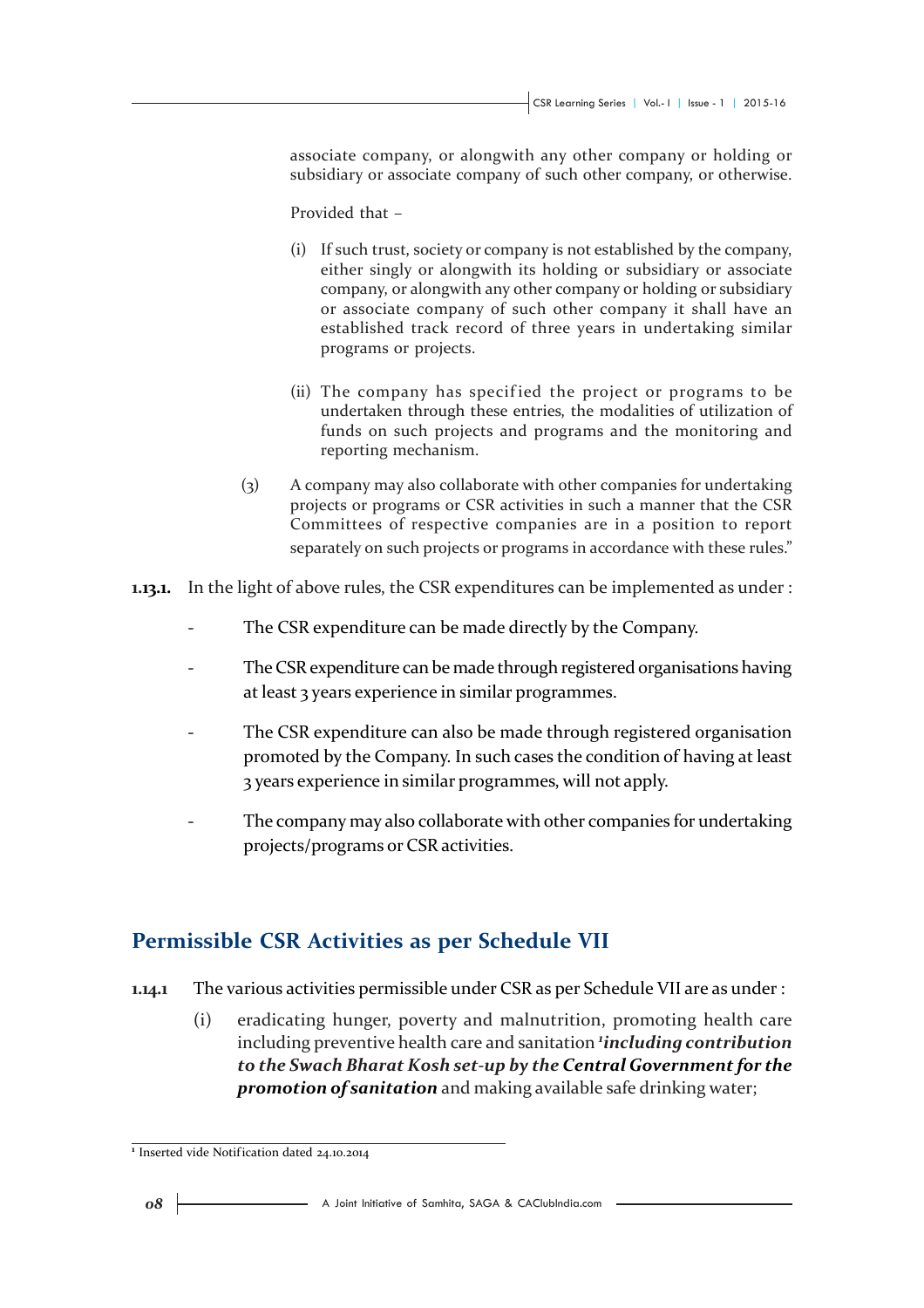associate company, or alongwith any other company or holding or subsidiary or associate company of such other company, or otherwise.

Provided that –

(i) If such trust, society or company is not established by the company, either singly or alongwith its holding or subsidiary or associate company, or alongwith any other company or holding or subsidiary or associate company of such other company it shall have an established track record of three years in undertaking similar programs or projects.

(ii) The company has specified the project or programs to be undertaken through these entries, the modalities of utilization of funds on such projects and programs and the monitoring and reporting mechanism.

(3) A company may also collaborate with other companies for undertaking projects or programs or CSR activities in such a manner that the CSR Committees of respective companies are in a position to report separately on such projects or programs in accordance with these rules."

**1.13.1.** In the light of above rules, the CSR expenditures can be implemented as under :

- The CSR expenditure can be made directly by the Company.
- The CSR expenditure can be made through registered organisations having at least 3 years experience in similar programmes.
- The CSR expenditure can also be made through registered organisation promoted by the Company. In such cases the condition of having at least 3 years experience in similar programmes, will not apply.
- The company may also collaborate with other companies for undertaking projects/programs or CSR activities.

## Permissible CSR Activities as per Schedule VII

**1.14.1** The various activities permissible under CSR as per Schedule VII are as under :

(i) eradicating hunger, poverty and malnutrition, promoting health care including preventive health care and sanitation [1]***including contribution to the Swach Bharat Kosh set-up by the Central Government for the promotion of sanitation*** and making available safe drinking water;

[1] Inserted vide Notification dated 24.10.2014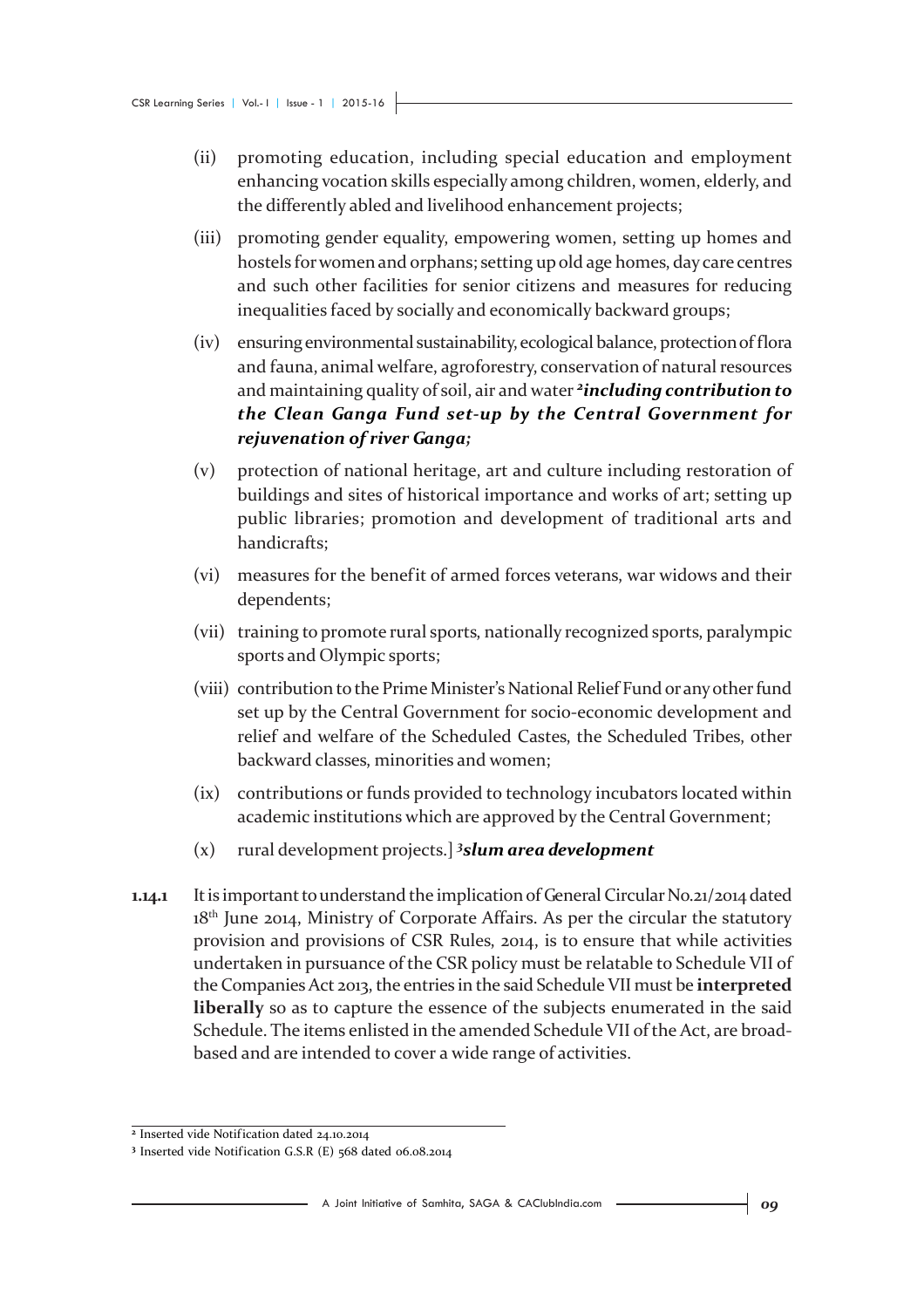(ii) promoting education, including special education and employment enhancing vocation skills especially among children, women, elderly, and the differently abled and livelihood enhancement projects;

(iii) promoting gender equality, empowering women, setting up homes and hostels for women and orphans; setting up old age homes, day care centres and such other facilities for senior citizens and measures for reducing inequalities faced by socially and economically backward groups;

(iv) ensuring environmental sustainability, ecological balance, protection of flora and fauna, animal welfare, agroforestry, conservation of natural resources and maintaining quality of soil, air and water [2]***including contribution to the Clean Ganga Fund set-up by the Central Government for rejuvenation of river Ganga;***

(v) protection of national heritage, art and culture including restoration of buildings and sites of historical importance and works of art; setting up public libraries; promotion and development of traditional arts and handicrafts;

(vi) measures for the benefit of armed forces veterans, war widows and their dependents;

(vii) training to promote rural sports, nationally recognized sports, paralympic sports and Olympic sports;

(viii) contribution to the Prime Minister's National Relief Fund or any other fund set up by the Central Government for socio-economic development and relief and welfare of the Scheduled Castes, the Scheduled Tribes, other backward classes, minorities and women;

(ix) contributions or funds provided to technology incubators located within academic institutions which are approved by the Central Government;

(x) rural development projects.] [3]***slum area development***

**1.14.1** It is important to understand the implication of General Circular No.21/2014 dated 18th June 2014, Ministry of Corporate Affairs. As per the circular the statutory provision and provisions of CSR Rules, 2014, is to ensure that while activities undertaken in pursuance of the CSR policy must be relatable to Schedule VII of the Companies Act 2013, the entries in the said Schedule VII must be **interpreted liberally** so as to capture the essence of the subjects enumerated in the said Schedule. The items enlisted in the amended Schedule VII of the Act, are broad-based and are intended to cover a wide range of activities.

---

[2] Inserted vide Notification dated 24.10.2014

[3] Inserted vide Notification G.S.R (E) 568 dated 06.08.2014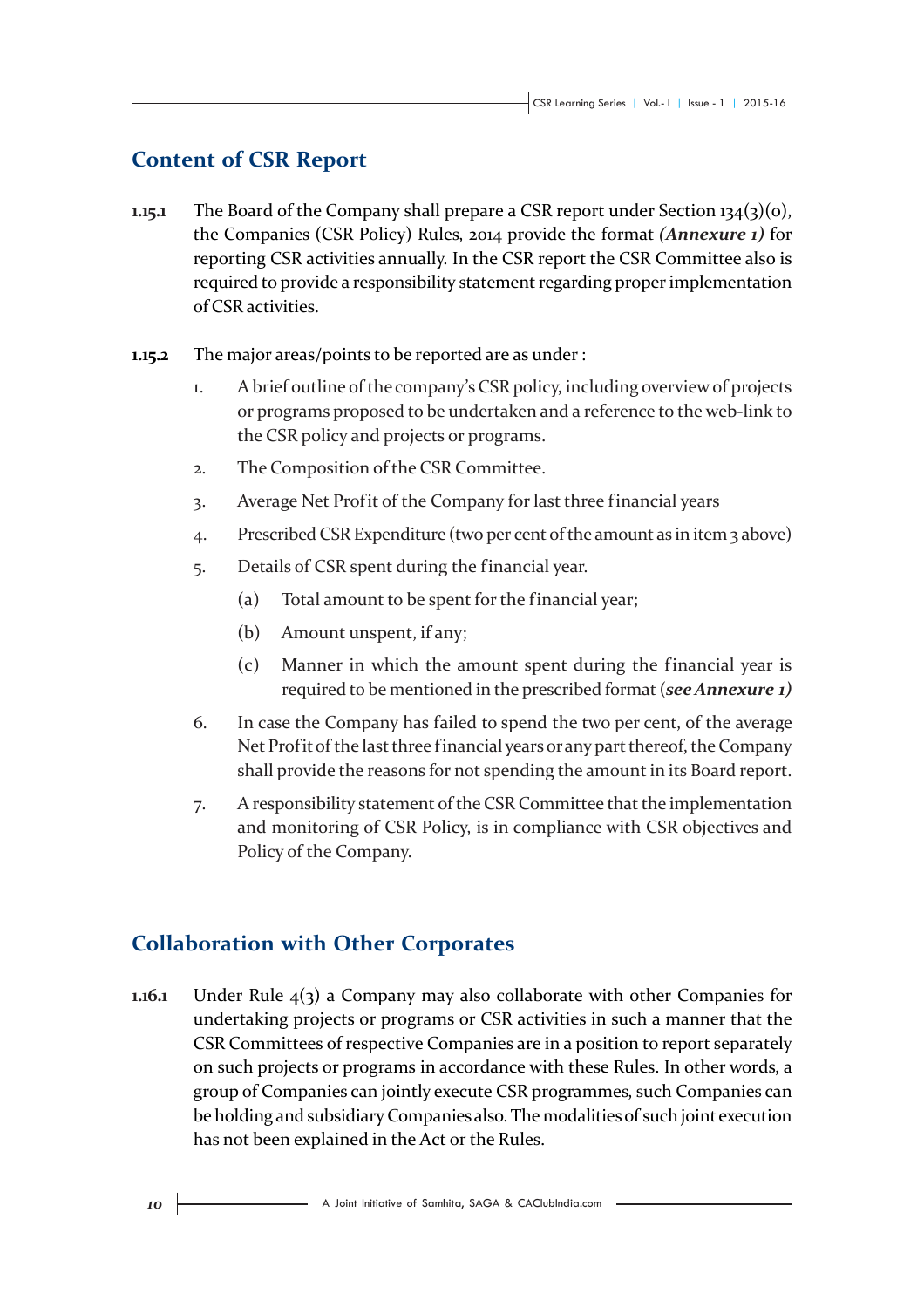## Content of CSR Report

**1.15.1** The Board of the Company shall prepare a CSR report under Section 134(3)(o), the Companies (CSR Policy) Rules, 2014 provide the format ***(Annexure 1)*** for reporting CSR activities annually. In the CSR report the CSR Committee also is required to provide a responsibility statement regarding proper implementation of CSR activities.

**1.15.2** The major areas/points to be reported are as under :

1. A brief outline of the company's CSR policy, including overview of projects or programs proposed to be undertaken and a reference to the web-link to the CSR policy and projects or programs.
2. The Composition of the CSR Committee.
3. Average Net Profit of the Company for last three financial years
4. Prescribed CSR Expenditure (two per cent of the amount as in item 3 above)
5. Details of CSR spent during the financial year.
   (a) Total amount to be spent for the financial year;
   (b) Amount unspent, if any;
   (c) Manner in which the amount spent during the financial year is required to be mentioned in the prescribed format (***see Annexure 1)***
6. In case the Company has failed to spend the two per cent, of the average Net Profit of the last three financial years or any part thereof, the Company shall provide the reasons for not spending the amount in its Board report.
7. A responsibility statement of the CSR Committee that the implementation and monitoring of CSR Policy, is in compliance with CSR objectives and Policy of the Company.

## Collaboration with Other Corporates

**1.16.1** Under Rule 4(3) a Company may also collaborate with other Companies for undertaking projects or programs or CSR activities in such a manner that the CSR Committees of respective Companies are in a position to report separately on such projects or programs in accordance with these Rules. In other words, a group of Companies can jointly execute CSR programmes, such Companies can be holding and subsidiary Companies also. The modalities of such joint execution has not been explained in the Act or the Rules.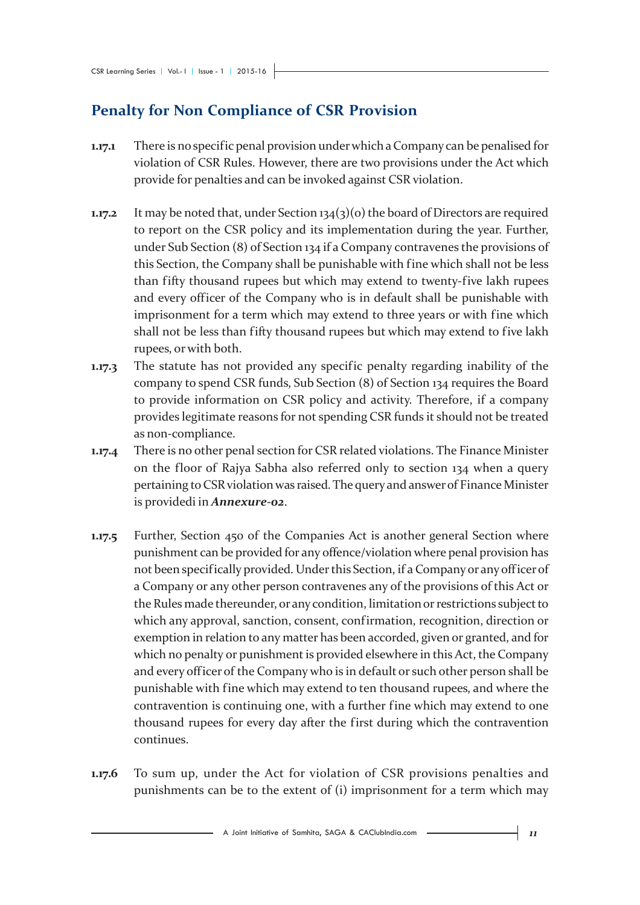## Penalty for Non Compliance of CSR Provision

**1.17.1** There is no specific penal provision under which a Company can be penalised for violation of CSR Rules. However, there are two provisions under the Act which provide for penalties and can be invoked against CSR violation.

**1.17.2** It may be noted that, under Section 134(3)(o) the board of Directors are required to report on the CSR policy and its implementation during the year. Further, under Sub Section (8) of Section 134 if a Company contravenes the provisions of this Section, the Company shall be punishable with fine which shall not be less than fifty thousand rupees but which may extend to twenty-five lakh rupees and every officer of the Company who is in default shall be punishable with imprisonment for a term which may extend to three years or with fine which shall not be less than fifty thousand rupees but which may extend to five lakh rupees, or with both.

**1.17.3** The statute has not provided any specific penalty regarding inability of the company to spend CSR funds, Sub Section (8) of Section 134 requires the Board to provide information on CSR policy and activity. Therefore, if a company provides legitimate reasons for not spending CSR funds it should not be treated as non-compliance.

**1.17.4** There is no other penal section for CSR related violations. The Finance Minister on the floor of Rajya Sabha also referred only to section 134 when a query pertaining to CSR violation was raised. The query and answer of Finance Minister is providedi in ***Annexure-02***.

**1.17.5** Further, Section 450 of the Companies Act is another general Section where punishment can be provided for any offence/violation where penal provision has not been specifically provided. Under this Section, if a Company or any officer of a Company or any other person contravenes any of the provisions of this Act or the Rules made thereunder, or any condition, limitation or restrictions subject to which any approval, sanction, consent, confirmation, recognition, direction or exemption in relation to any matter has been accorded, given or granted, and for which no penalty or punishment is provided elsewhere in this Act, the Company and every officer of the Company who is in default or such other person shall be punishable with fine which may extend to ten thousand rupees, and where the contravention is continuing one, with a further fine which may extend to one thousand rupees for every day after the first during which the contravention continues.

**1.17.6** To sum up, under the Act for violation of CSR provisions penalties and punishments can be to the extent of (i) imprisonment for a term which may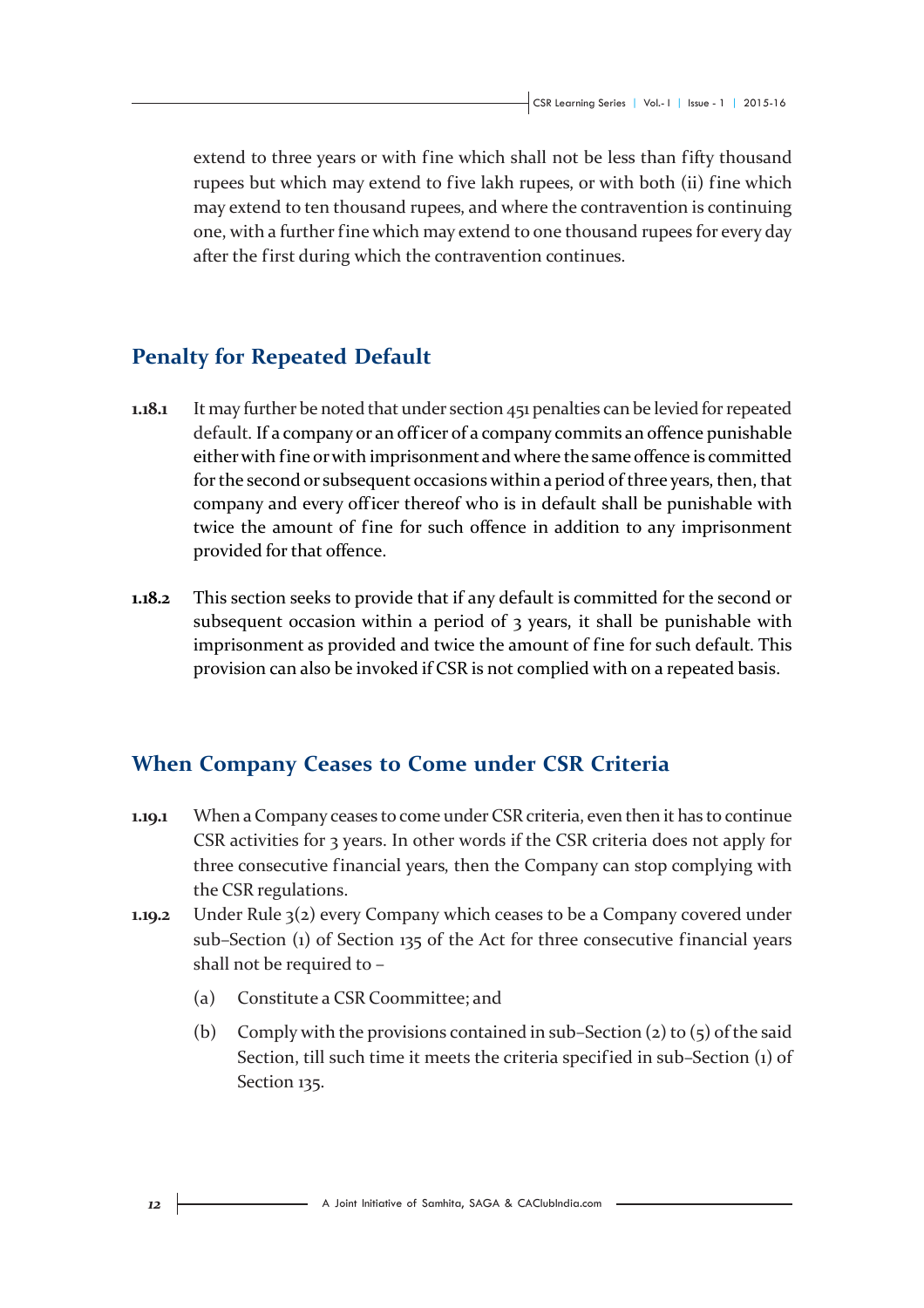extend to three years or with fine which shall not be less than fifty thousand rupees but which may extend to five lakh rupees, or with both (ii) fine which may extend to ten thousand rupees, and where the contravention is continuing one, with a further fine which may extend to one thousand rupees for every day after the first during which the contravention continues.

## Penalty for Repeated Default

**1.18.1** It may further be noted that under section 451 penalties can be levied for repeated default. If a company or an officer of a company commits an offence punishable either with fine or with imprisonment and where the same offence is committed for the second or subsequent occasions within a period of three years, then, that company and every officer thereof who is in default shall be punishable with twice the amount of fine for such offence in addition to any imprisonment provided for that offence.

**1.18.2** This section seeks to provide that if any default is committed for the second or subsequent occasion within a period of 3 years, it shall be punishable with imprisonment as provided and twice the amount of fine for such default. This provision can also be invoked if CSR is not complied with on a repeated basis.

## When Company Ceases to Come under CSR Criteria

**1.19.1** When a Company ceases to come under CSR criteria, even then it has to continue CSR activities for 3 years. In other words if the CSR criteria does not apply for three consecutive financial years, then the Company can stop complying with the CSR regulations.

**1.19.2** Under Rule 3(2) every Company which ceases to be a Company covered under sub–Section (1) of Section 135 of the Act for three consecutive financial years shall not be required to –

(a) Constitute a CSR Coommittee; and

(b) Comply with the provisions contained in sub–Section (2) to (5) of the said Section, till such time it meets the criteria specified in sub–Section (1) of Section 135.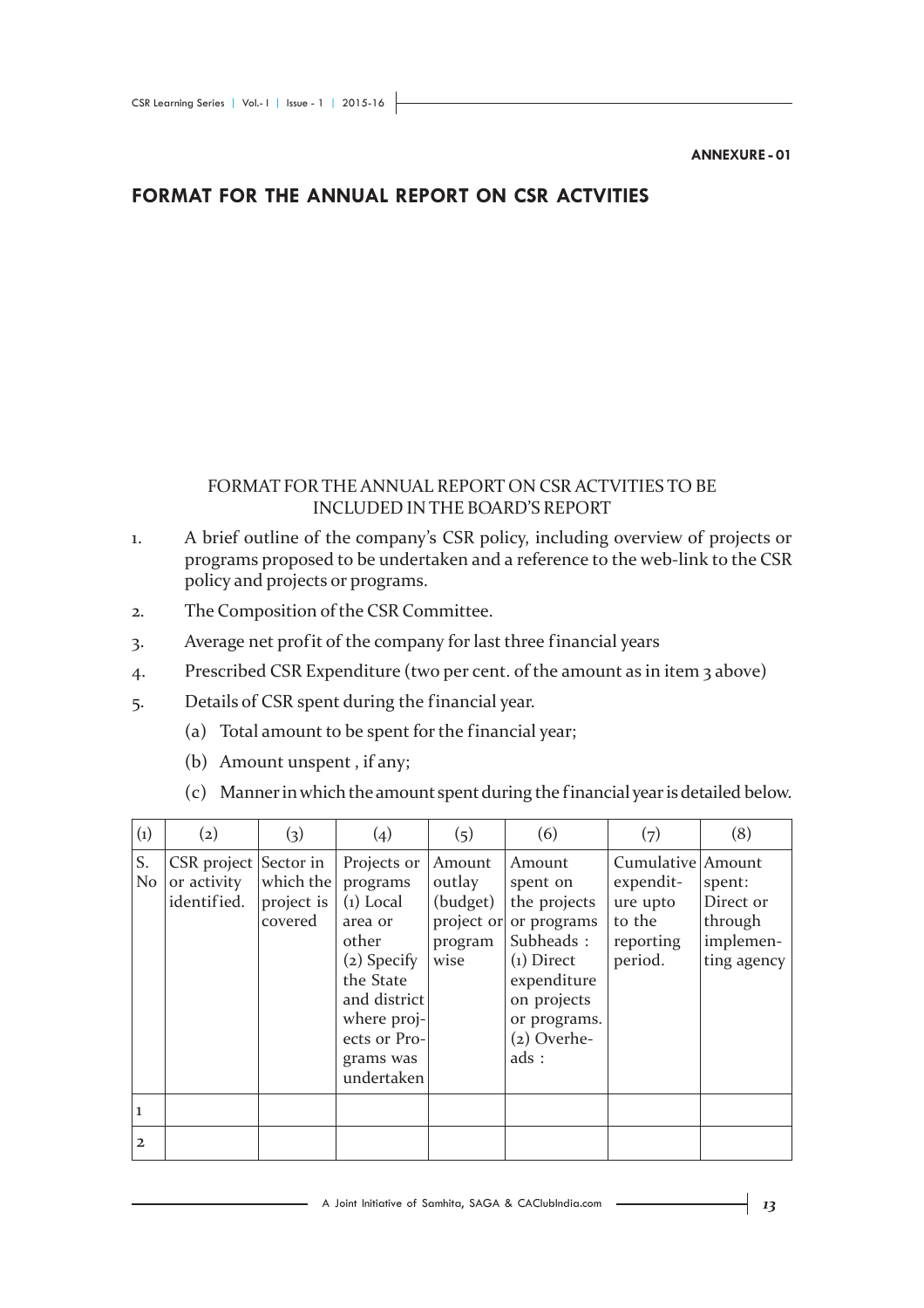**ANNEXURE - 01**

## FORMAT FOR THE ANNUAL REPORT ON CSR ACTVITIES

FORMAT FOR THE ANNUAL REPORT ON CSR ACTVITIES TO BE INCLUDED IN THE BOARD'S REPORT

1. A brief outline of the company's CSR policy, including overview of projects or programs proposed to be undertaken and a reference to the web-link to the CSR policy and projects or programs.
2. The Composition of the CSR Committee.
3. Average net profit of the company for last three financial years
4. Prescribed CSR Expenditure (two per cent. of the amount as in item 3 above)
5. Details of CSR spent during the financial year.
   (a) Total amount to be spent for the financial year;
   (b) Amount unspent , if any;
   (c) Manner in which the amount spent during the financial year is detailed below.

| (1) | (2) | (3) | (4) | (5) | (6) | (7) | (8) |
|---|---|---|---|---|---|---|---|
| S. No | CSR project or activity identified. | Sector in which the project is covered | Projects or programs (1) Local area or other (2) Specify the State and district where projects or Programs was undertaken | Amount outlay (budget) project or program wise | Amount spent on the projects or programs Subheads : (1) Direct expenditure on projects or programs. (2) Overheads : | Cumulative expenditure upto to the reporting period. | Amount spent: Direct or through implementing agency |
| 1 | | | | | | | |
| 2 | | | | | | | |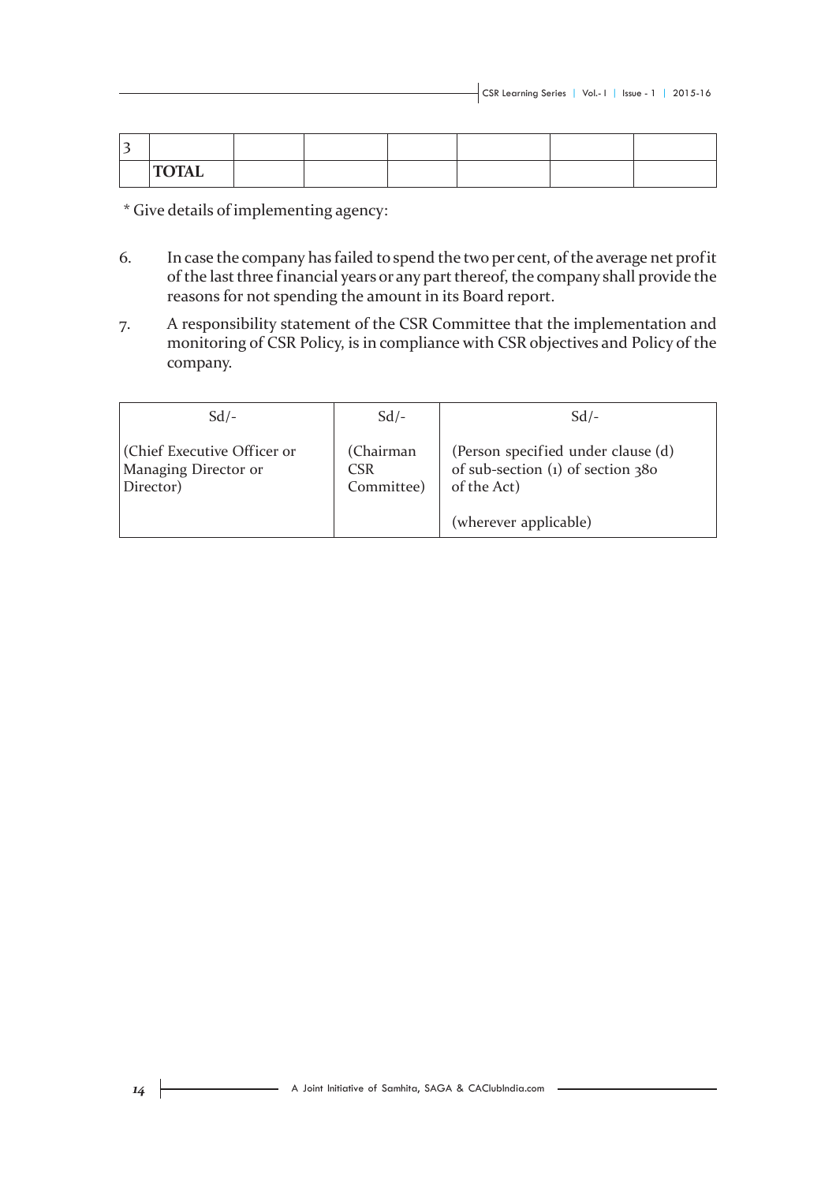| 3 | | | | | | | |
|---|---|---|---|---|---|---|---|
| | **TOTAL** | | | | | | |

* Give details of implementing agency:

6. In case the company has failed to spend the two per cent, of the average net profit of the last three financial years or any part thereof, the company shall provide the reasons for not spending the amount in its Board report.

7. A responsibility statement of the CSR Committee that the implementation and monitoring of CSR Policy, is in compliance with CSR objectives and Policy of the company.

| Sd/- | Sd/- | Sd/- |
|---|---|---|
| (Chief Executive Officer or Managing Director or Director) | (Chairman CSR Committee) | (Person specified under clause (d) of sub-section (1) of section 380 of the Act)<br><br>(wherever applicable) |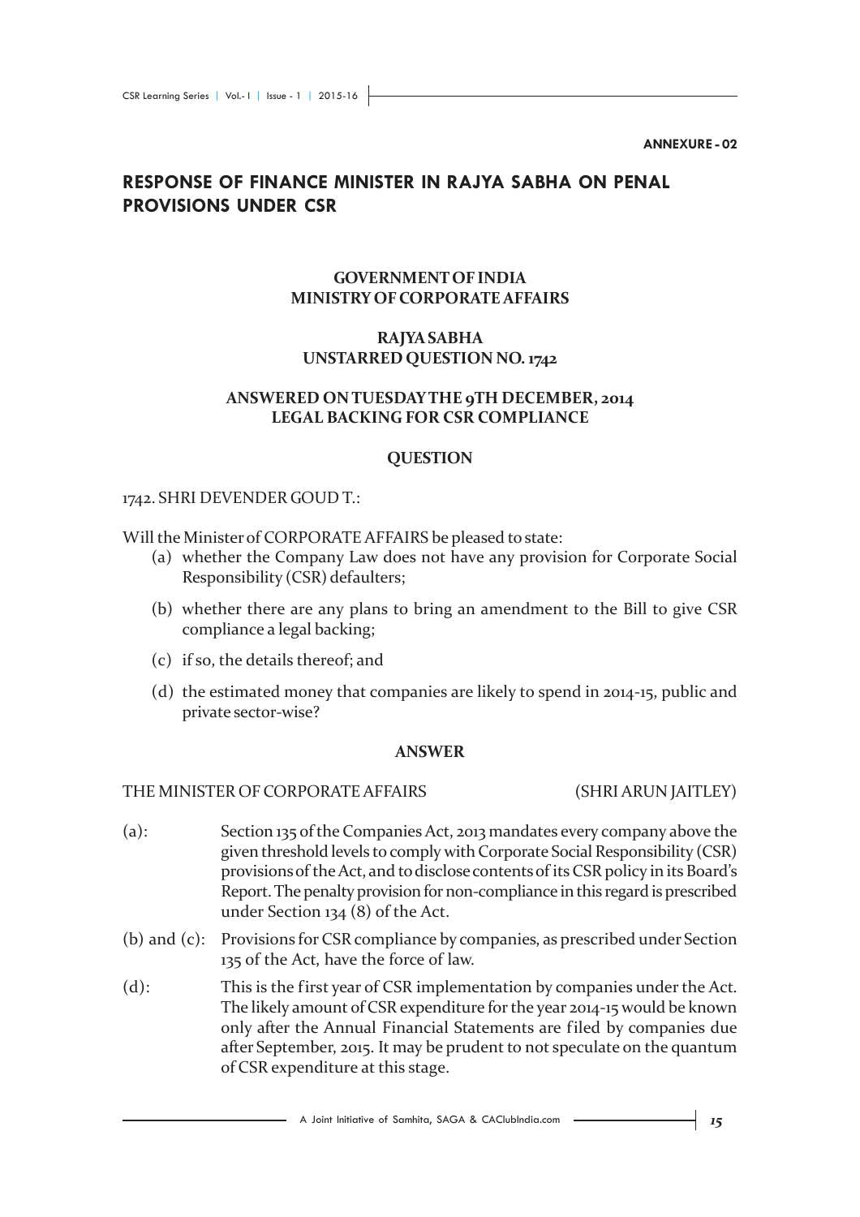**ANNEXURE - 02**

## RESPONSE OF FINANCE MINISTER IN RAJYA SABHA ON PENAL PROVISIONS UNDER CSR

**GOVERNMENT OF INDIA**
**MINISTRY OF CORPORATE AFFAIRS**

**RAJYA SABHA**
**UNSTARRED QUESTION NO. 1742**

**ANSWERED ON TUESDAY THE 9TH DECEMBER, 2014**
**LEGAL BACKING FOR CSR COMPLIANCE**

**QUESTION**

1742. SHRI DEVENDER GOUD T.:

Will the Minister of CORPORATE AFFAIRS be pleased to state:

(a) whether the Company Law does not have any provision for Corporate Social Responsibility (CSR) defaulters;

(b) whether there are any plans to bring an amendment to the Bill to give CSR compliance a legal backing;

(c) if so, the details thereof; and

(d) the estimated money that companies are likely to spend in 2014-15, public and private sector-wise?

**ANSWER**

THE MINISTER OF CORPORATE AFFAIRS (SHRI ARUN JAITLEY)

(a): Section 135 of the Companies Act, 2013 mandates every company above the given threshold levels to comply with Corporate Social Responsibility (CSR) provisions of the Act, and to disclose contents of its CSR policy in its Board's Report. The penalty provision for non-compliance in this regard is prescribed under Section 134 (8) of the Act.

(b) and (c): Provisions for CSR compliance by companies, as prescribed under Section 135 of the Act, have the force of law.

(d): This is the first year of CSR implementation by companies under the Act. The likely amount of CSR expenditure for the year 2014-15 would be known only after the Annual Financial Statements are filed by companies due after September, 2015. It may be prudent to not speculate on the quantum of CSR expenditure at this stage.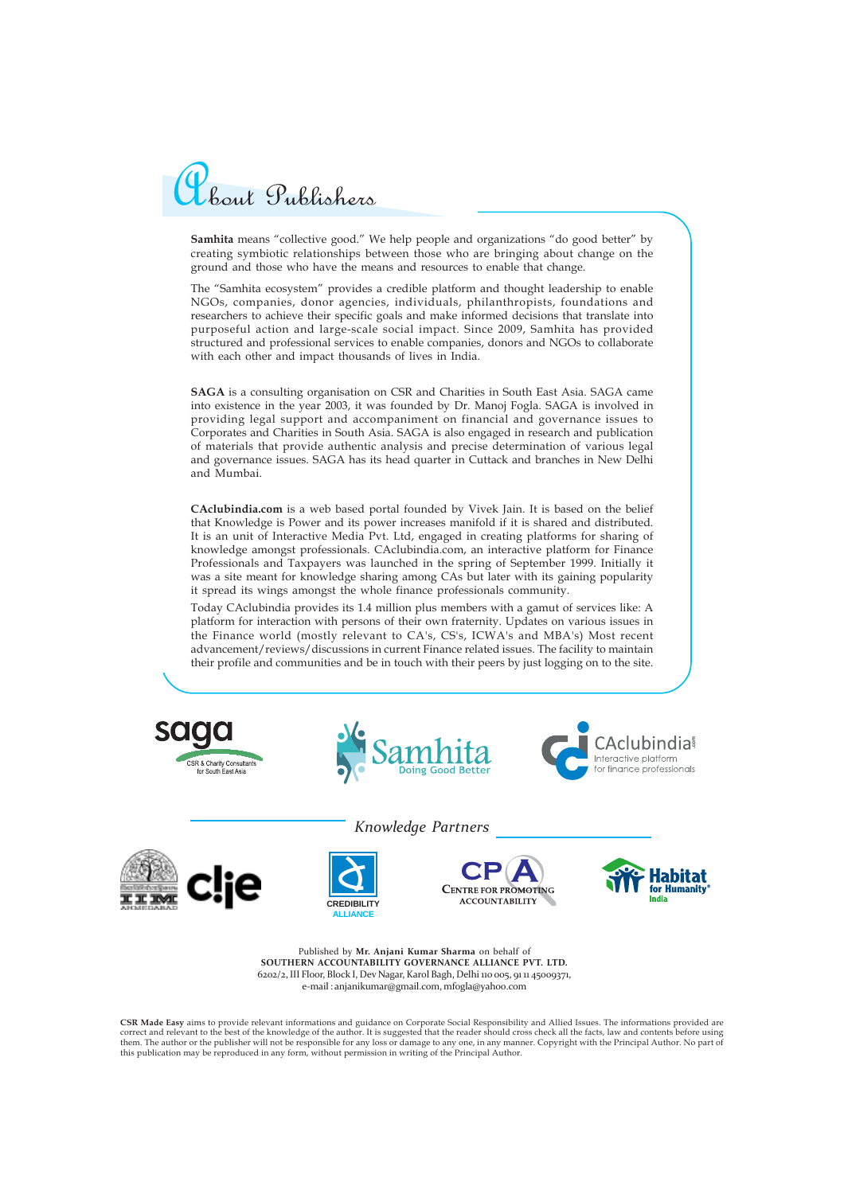# About Publishers

**Samhita** means "collective good." We help people and organizations "do good better" by creating symbiotic relationships between those who are bringing about change on the ground and those who have the means and resources to enable that change.

The "Samhita ecosystem" provides a credible platform and thought leadership to enable NGOs, companies, donor agencies, individuals, philanthropists, foundations and researchers to achieve their specific goals and make informed decisions that translate into purposeful action and large-scale social impact. Since 2009, Samhita has provided structured and professional services to enable companies, donors and NGOs to collaborate with each other and impact thousands of lives in India.

**SAGA** is a consulting organisation on CSR and Charities in South East Asia. SAGA came into existence in the year 2003, it was founded by Dr. Manoj Fogla. SAGA is involved in providing legal support and accompaniment on financial and governance issues to Corporates and Charities in South Asia. SAGA is also engaged in research and publication of materials that provide authentic analysis and precise determination of various legal and governance issues. SAGA has its head quarter in Cuttack and branches in New Delhi and Mumbai.

**CAclubindia.com** is a web based portal founded by Vivek Jain. It is based on the belief that Knowledge is Power and its power increases manifold if it is shared and distributed. It is an unit of Interactive Media Pvt. Ltd, engaged in creating platforms for sharing of knowledge amongst professionals. CAclubindia.com, an interactive platform for Finance Professionals and Taxpayers was launched in the spring of September 1999. Initially it was a site meant for knowledge sharing among CAs but later with its gaining popularity it spread its wings amongst the whole finance professionals community.

Today CAclubindia provides its 1.4 million plus members with a gamut of services like: A platform for interaction with persons of their own fraternity. Updates on various issues in the Finance world (mostly relevant to CA's, CS's, ICWA's and MBA's) Most recent advancement/reviews/discussions in current Finance related issues. The facility to maintain their profile and communities and be in touch with their peers by just logging on to the site.

saga — CSR & Charity Consultants for South East Asia

Samhita — Doing Good Better

CAclubindia.com — Interactive platform for finance professionals

*Knowledge Partners*

IIM Ahmedabad — CIIE

CREDIBILITY ALLIANCE

CPA — Centre for Promoting Accountability

Habitat for Humanity® India

Published by **Mr. Anjani Kumar Sharma** on behalf of
**SOUTHERN ACCOUNTABILITY GOVERNANCE ALLIANCE PVT. LTD.**
6202/2, III Floor, Block I, Dev Nagar, Karol Bagh, Delhi 110 005, 91 11 45009371,
e-mail : anjanikumar@gmail.com, mfogla@yahoo.com

**CSR Made Easy** aims to provide relevant informations and guidance on Corporate Social Responsibility and Allied Issues. The informations provided are correct and relevant to the best of the knowledge of the author. It is suggested that the reader should cross check all the facts, law and contents before using them. The author or the publisher will not be responsible for any loss or damage to any one, in any manner. Copyright with the Principal Author. No part of this publication may be reproduced in any form, without permission in writing of the Principal Author.